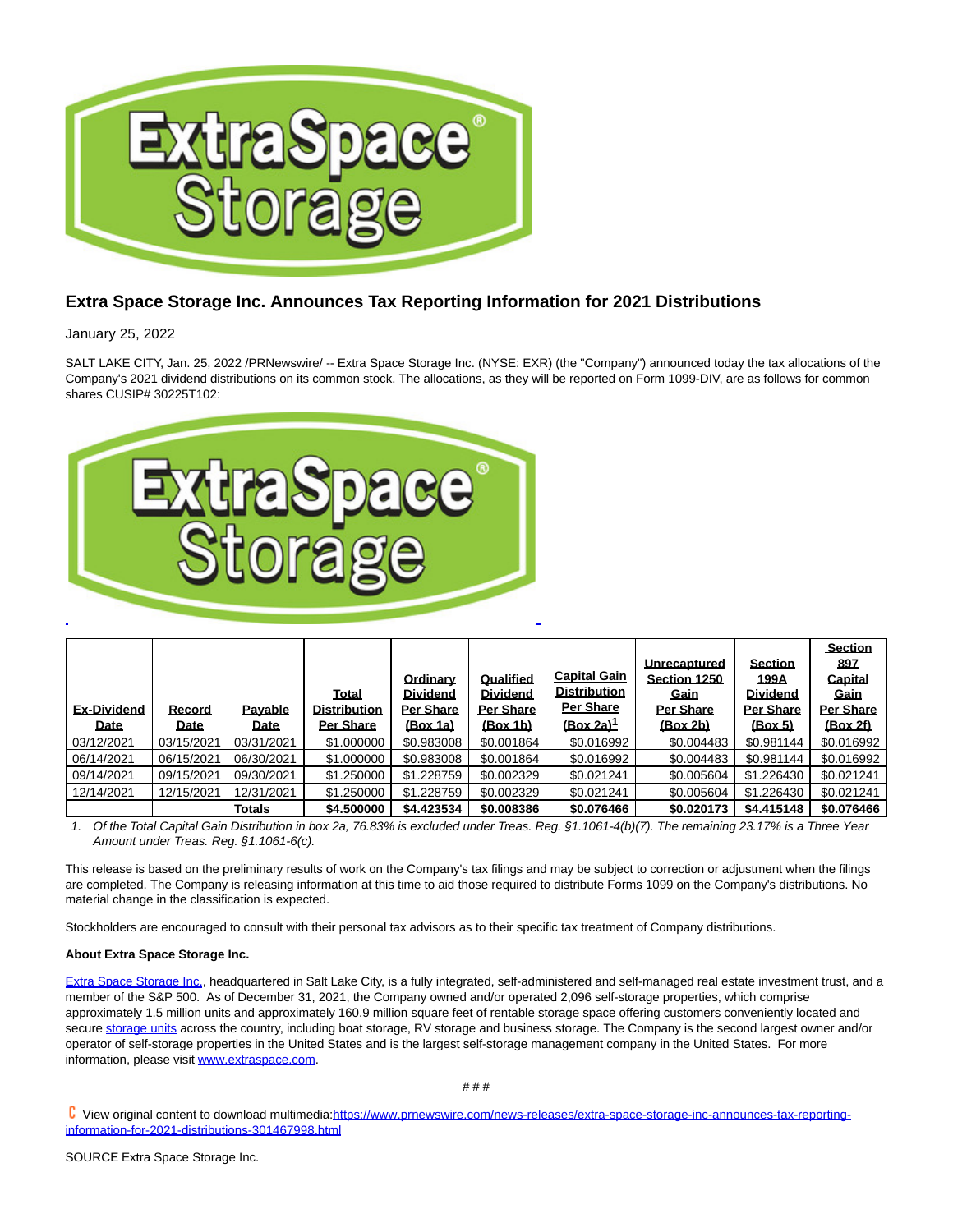# Extra Space Storage Inc. Announces Tax Reporting Information for 2021 Distributions

January 25, 2022

SALT LAKE CITY, Jan. 25, 2022 /PRNewswire/ -- Extra Space Storage Inc. (NYSE: EXR) (the "Company") announced today the tax allocations of the Company's 2021 dividend distributions on its common stock. The allocations, as they will be reported on Form 1099-DIV, are as follows for common shares CUSIP# 30225T102:

| Ex-Dividend Date | Record Date | Payable Date | Total Distribution Per Share | Ordinary Dividend Per Share (Box 1a) | Qualified Dividend Per Share (Box 1b) | Capital Gain Distribution Per Share (Box 2a)[1] | Unrecaptured Section 1250 Gain Per Share (Box 2b) | Section 199A Dividend Per Share (Box 5) | Section 897 Capital Gain Per Share (Box 2f) |
|---|---|---|---|---|---|---|---|---|---|
| 03/12/2021 | 03/15/2021 | 03/31/2021 | $1.000000 | $0.983008 | $0.001864 | $0.016992 | $0.004483 | $0.981144 | $0.016992 |
| 06/14/2021 | 06/15/2021 | 06/30/2021 | $1.000000 | $0.983008 | $0.001864 | $0.016992 | $0.004483 | $0.981144 | $0.016992 |
| 09/14/2021 | 09/15/2021 | 09/30/2021 | $1.250000 | $1.228759 | $0.002329 | $0.021241 | $0.005604 | $1.226430 | $0.021241 |
| 12/14/2021 | 12/15/2021 | 12/31/2021 | $1.250000 | $1.228759 | $0.002329 | $0.021241 | $0.005604 | $1.226430 | $0.021241 |
| | | **Totals** | **$4.500000** | **$4.423534** | **$0.008386** | **$0.076466** | **$0.020173** | **$4.415148** | **$0.076466** |

1. *Of the Total Capital Gain Distribution in box 2a, 76.83% is excluded under Treas. Reg. §1.1061-4(b)(7). The remaining 23.17% is a Three Year Amount under Treas. Reg. §1.1061-6(c).*

This release is based on the preliminary results of work on the Company's tax filings and may be subject to correction or adjustment when the filings are completed. The Company is releasing information at this time to aid those required to distribute Forms 1099 on the Company's distributions. No material change in the classification is expected.

Stockholders are encouraged to consult with their personal tax advisors as to their specific tax treatment of Company distributions.

**About Extra Space Storage Inc.**

Extra Space Storage Inc., headquartered in Salt Lake City, is a fully integrated, self-administered and self-managed real estate investment trust, and a member of the S&P 500. As of December 31, 2021, the Company owned and/or operated 2,096 self-storage properties, which comprise approximately 1.5 million units and approximately 160.9 million square feet of rentable storage space offering customers conveniently located and secure storage units across the country, including boat storage, RV storage and business storage. The Company is the second largest owner and/or operator of self-storage properties in the United States and is the largest self-storage management company in the United States. For more information, please visit www.extraspace.com.

# # #

View original content to download multimedia:https://www.prnewswire.com/news-releases/extra-space-storage-inc-announces-tax-reporting-information-for-2021-distributions-301467998.html

SOURCE Extra Space Storage Inc.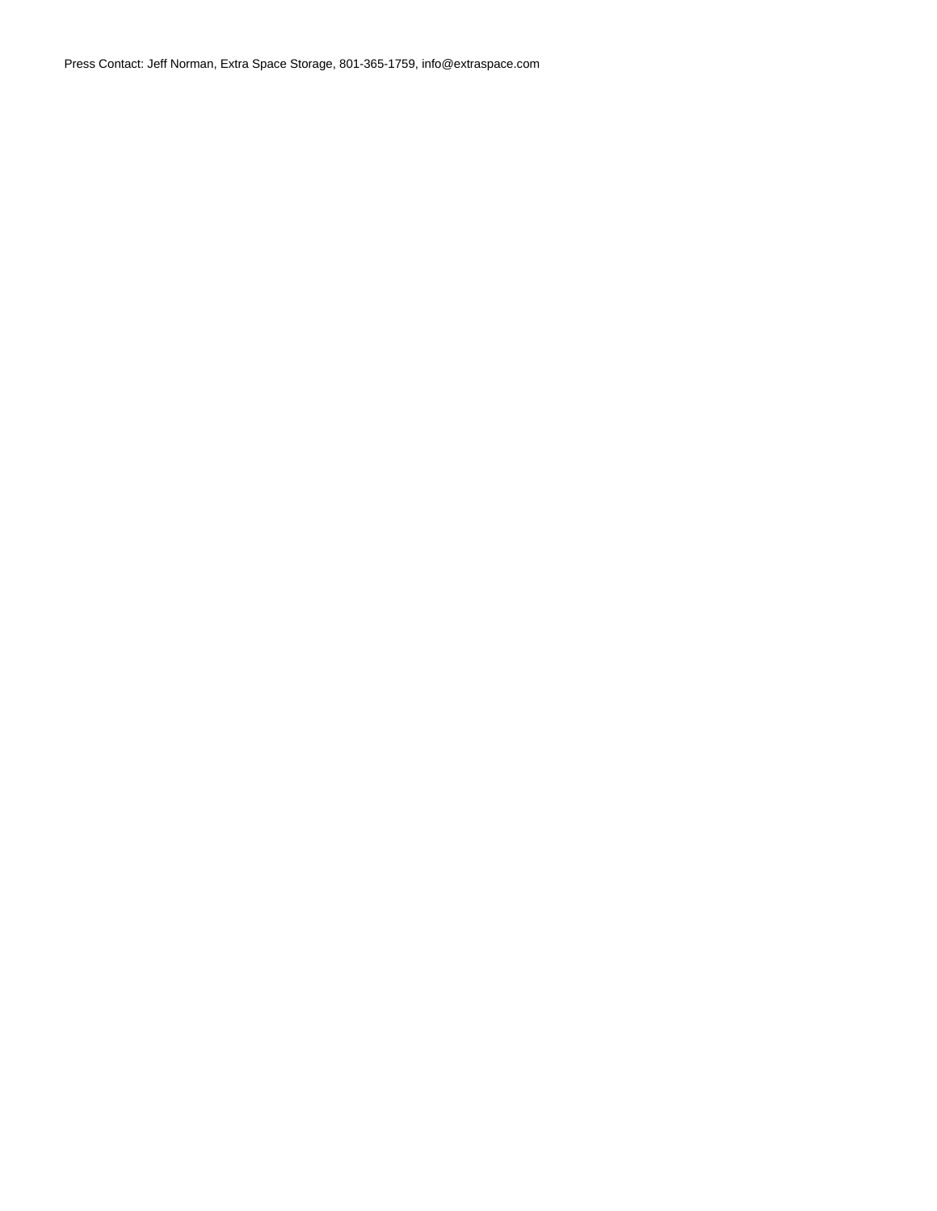Press Contact: Jeff Norman, Extra Space Storage, 801-365-1759, info@extraspace.com